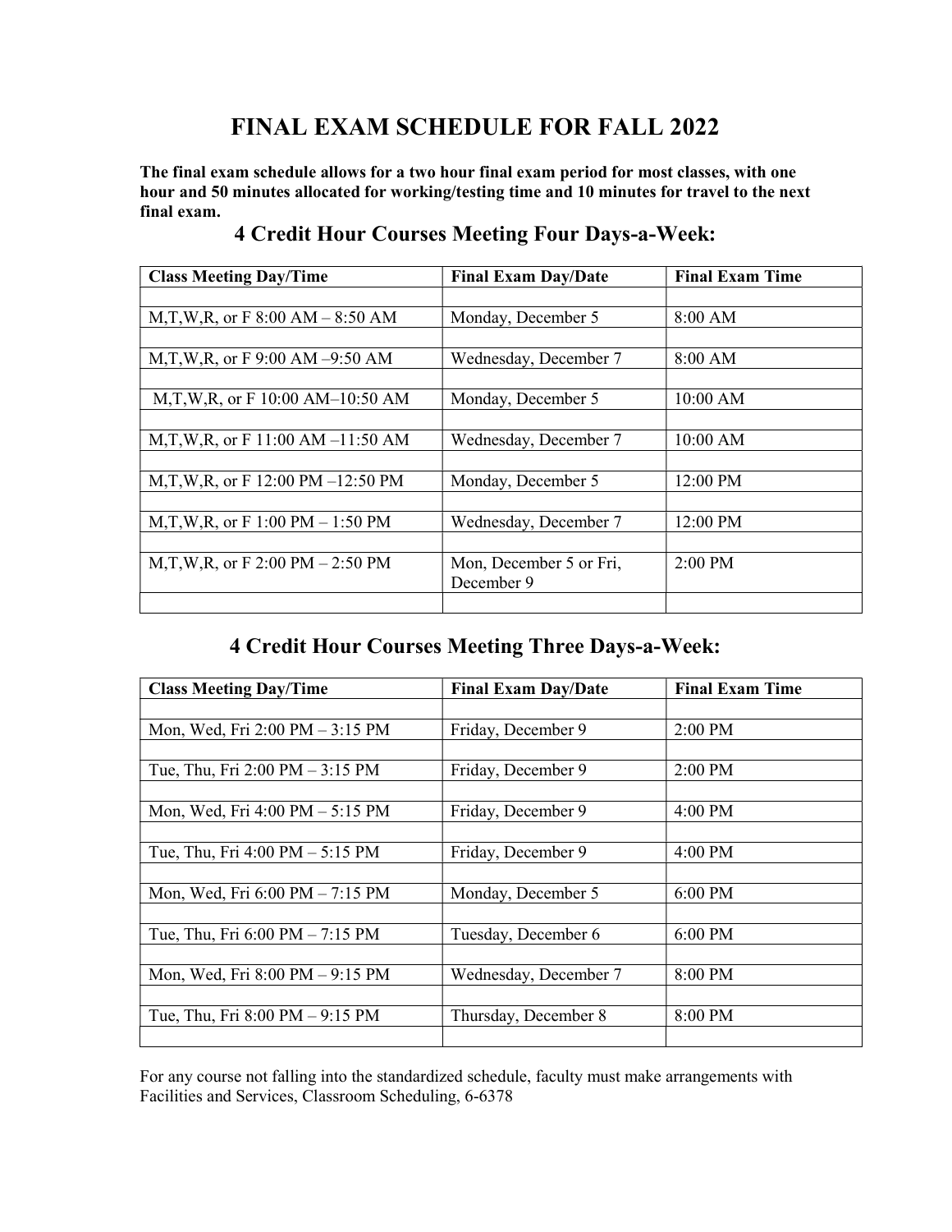# FINAL EXAM SCHEDULE FOR FALL 2022

**The final exam schedule allows for a two hour final exam period for most classes, with one hour and 50 minutes allocated for working/testing time and 10 minutes for travel to the next final exam.**

## 4 Credit Hour Courses Meeting Four Days-a-Week:

| Class Meeting Day/Time | Final Exam Day/Date | Final Exam Time |
|---|---|---|
| M,T,W,R, or F 8:00 AM – 8:50 AM | Monday, December 5 | 8:00 AM |
| M,T,W,R, or F 9:00 AM –9:50 AM | Wednesday, December 7 | 8:00 AM |
| M,T,W,R, or F 10:00 AM–10:50 AM | Monday, December 5 | 10:00 AM |
| M,T,W,R, or F 11:00 AM –11:50 AM | Wednesday, December 7 | 10:00 AM |
| M,T,W,R, or F 12:00 PM –12:50 PM | Monday, December 5 | 12:00 PM |
| M,T,W,R, or F 1:00 PM – 1:50 PM | Wednesday, December 7 | 12:00 PM |
| M,T,W,R, or F 2:00 PM – 2:50 PM | Mon, December 5 or Fri, December 9 | 2:00 PM |

## 4 Credit Hour Courses Meeting Three Days-a-Week:

| Class Meeting Day/Time | Final Exam Day/Date | Final Exam Time |
|---|---|---|
| Mon, Wed, Fri 2:00 PM – 3:15 PM | Friday, December 9 | 2:00 PM |
| Tue, Thu, Fri 2:00 PM – 3:15 PM | Friday, December 9 | 2:00 PM |
| Mon, Wed, Fri 4:00 PM – 5:15 PM | Friday, December 9 | 4:00 PM |
| Tue, Thu, Fri 4:00 PM – 5:15 PM | Friday, December 9 | 4:00 PM |
| Mon, Wed, Fri 6:00 PM – 7:15 PM | Monday, December 5 | 6:00 PM |
| Tue, Thu, Fri 6:00 PM – 7:15 PM | Tuesday, December 6 | 6:00 PM |
| Mon, Wed, Fri 8:00 PM – 9:15 PM | Wednesday, December 7 | 8:00 PM |
| Tue, Thu, Fri 8:00 PM – 9:15 PM | Thursday, December 8 | 8:00 PM |

For any course not falling into the standardized schedule, faculty must make arrangements with Facilities and Services, Classroom Scheduling, 6-6378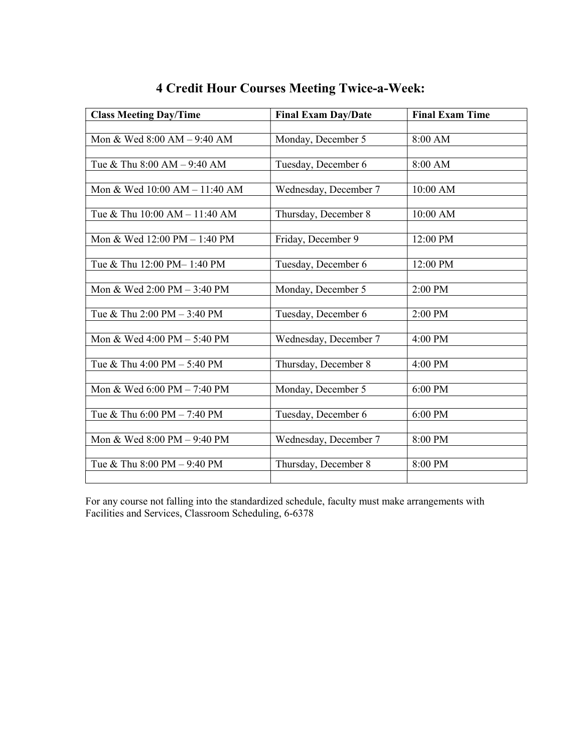# 4 Credit Hour Courses Meeting Twice-a-Week:

| Class Meeting Day/Time | Final Exam Day/Date | Final Exam Time |
|---|---|---|
| Mon & Wed 8:00 AM – 9:40 AM | Monday, December 5 | 8:00 AM |
| Tue & Thu 8:00 AM – 9:40 AM | Tuesday, December 6 | 8:00 AM |
| Mon & Wed 10:00 AM – 11:40 AM | Wednesday, December 7 | 10:00 AM |
| Tue & Thu 10:00 AM – 11:40 AM | Thursday, December 8 | 10:00 AM |
| Mon & Wed 12:00 PM – 1:40 PM | Friday, December 9 | 12:00 PM |
| Tue & Thu 12:00 PM– 1:40 PM | Tuesday, December 6 | 12:00 PM |
| Mon & Wed 2:00 PM – 3:40 PM | Monday, December 5 | 2:00 PM |
| Tue & Thu 2:00 PM – 3:40 PM | Tuesday, December 6 | 2:00 PM |
| Mon & Wed 4:00 PM – 5:40 PM | Wednesday, December 7 | 4:00 PM |
| Tue & Thu 4:00 PM – 5:40 PM | Thursday, December 8 | 4:00 PM |
| Mon & Wed 6:00 PM – 7:40 PM | Monday, December 5 | 6:00 PM |
| Tue & Thu 6:00 PM – 7:40 PM | Tuesday, December 6 | 6:00 PM |
| Mon & Wed 8:00 PM – 9:40 PM | Wednesday, December 7 | 8:00 PM |
| Tue & Thu 8:00 PM – 9:40 PM | Thursday, December 8 | 8:00 PM |

For any course not falling into the standardized schedule, faculty must make arrangements with Facilities and Services, Classroom Scheduling, 6-6378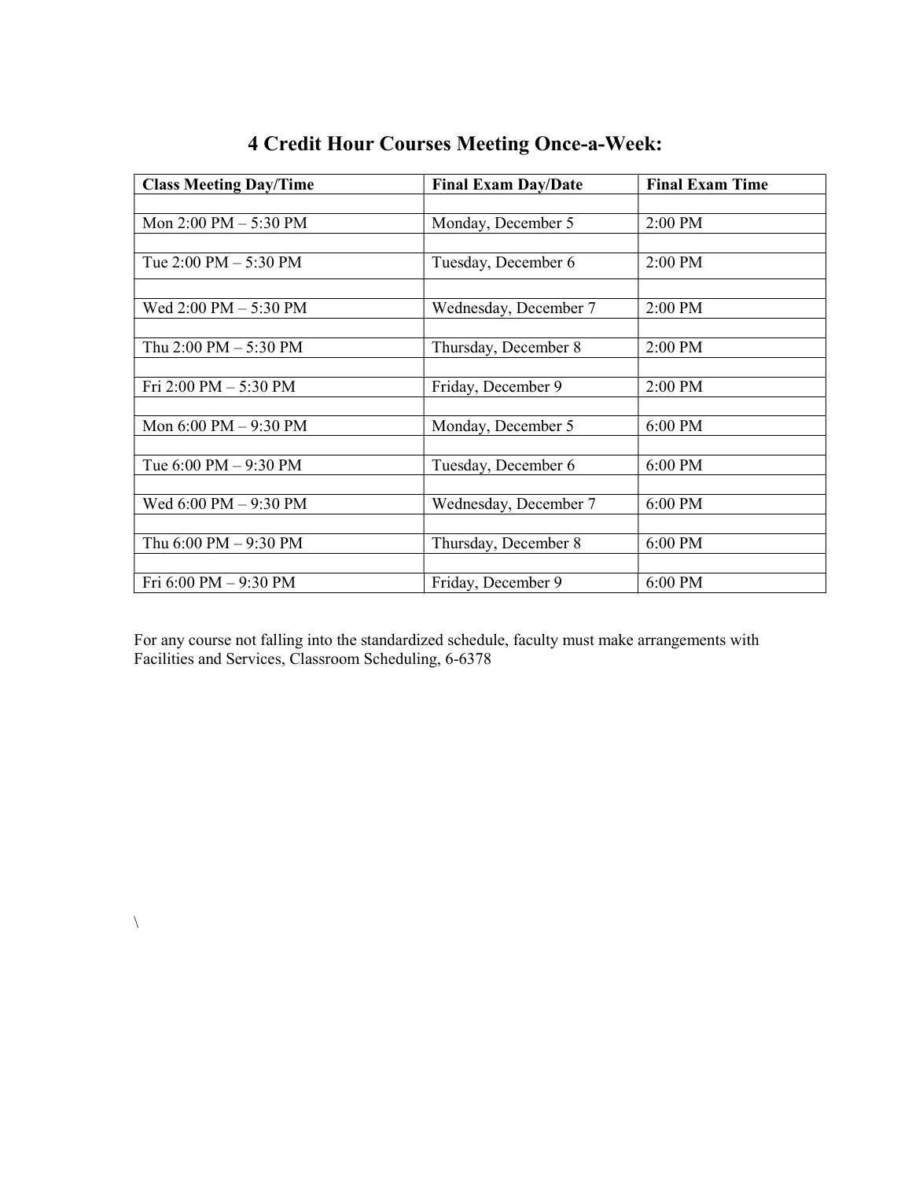## 4 Credit Hour Courses Meeting Once-a-Week:

| Class Meeting Day/Time | Final Exam Day/Date | Final Exam Time |
|---|---|---|
| Mon 2:00 PM – 5:30 PM | Monday, December 5 | 2:00 PM |
| Tue 2:00 PM – 5:30 PM | Tuesday, December 6 | 2:00 PM |
| Wed 2:00 PM – 5:30 PM | Wednesday, December 7 | 2:00 PM |
| Thu 2:00 PM – 5:30 PM | Thursday, December 8 | 2:00 PM |
| Fri 2:00 PM – 5:30 PM | Friday, December 9 | 2:00 PM |
| Mon 6:00 PM – 9:30 PM | Monday, December 5 | 6:00 PM |
| Tue 6:00 PM – 9:30 PM | Tuesday, December 6 | 6:00 PM |
| Wed 6:00 PM – 9:30 PM | Wednesday, December 7 | 6:00 PM |
| Thu 6:00 PM – 9:30 PM | Thursday, December 8 | 6:00 PM |
| Fri 6:00 PM – 9:30 PM | Friday, December 9 | 6:00 PM |

For any course not falling into the standardized schedule, faculty must make arrangements with Facilities and Services, Classroom Scheduling, 6-6378

\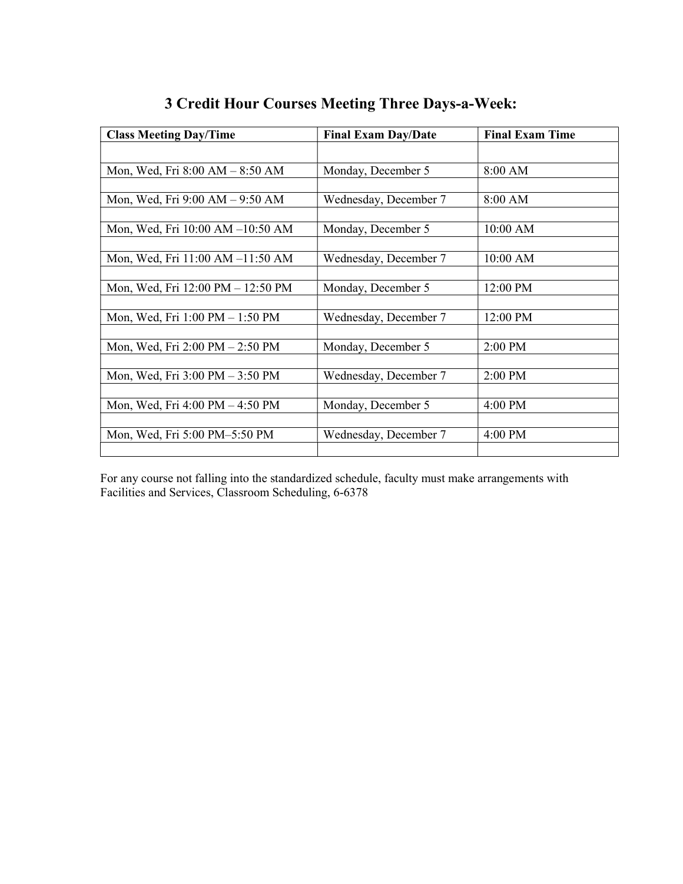## 3 Credit Hour Courses Meeting Three Days-a-Week:

| Class Meeting Day/Time | Final Exam Day/Date | Final Exam Time |
|---|---|---|
| Mon, Wed, Fri 8:00 AM – 8:50 AM | Monday, December 5 | 8:00 AM |
| Mon, Wed, Fri 9:00 AM – 9:50 AM | Wednesday, December 7 | 8:00 AM |
| Mon, Wed, Fri 10:00 AM –10:50 AM | Monday, December 5 | 10:00 AM |
| Mon, Wed, Fri 11:00 AM –11:50 AM | Wednesday, December 7 | 10:00 AM |
| Mon, Wed, Fri 12:00 PM – 12:50 PM | Monday, December 5 | 12:00 PM |
| Mon, Wed, Fri 1:00 PM – 1:50 PM | Wednesday, December 7 | 12:00 PM |
| Mon, Wed, Fri 2:00 PM – 2:50 PM | Monday, December 5 | 2:00 PM |
| Mon, Wed, Fri 3:00 PM – 3:50 PM | Wednesday, December 7 | 2:00 PM |
| Mon, Wed, Fri 4:00 PM – 4:50 PM | Monday, December 5 | 4:00 PM |
| Mon, Wed, Fri 5:00 PM–5:50 PM | Wednesday, December 7 | 4:00 PM |

For any course not falling into the standardized schedule, faculty must make arrangements with Facilities and Services, Classroom Scheduling, 6-6378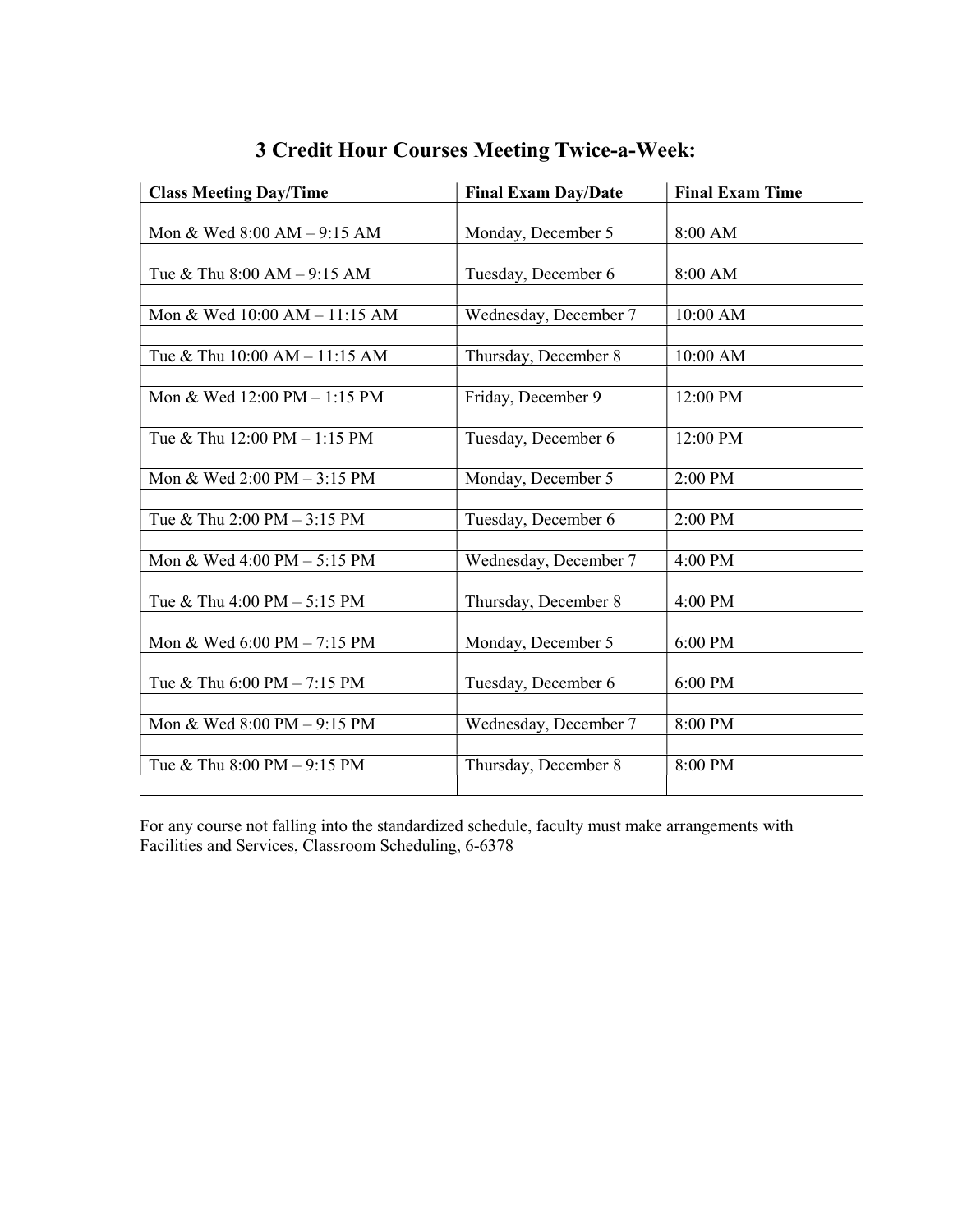## 3 Credit Hour Courses Meeting Twice-a-Week:

| Class Meeting Day/Time | Final Exam Day/Date | Final Exam Time |
|---|---|---|
| Mon & Wed 8:00 AM – 9:15 AM | Monday, December 5 | 8:00 AM |
| Tue & Thu 8:00 AM – 9:15 AM | Tuesday, December 6 | 8:00 AM |
| Mon & Wed 10:00 AM – 11:15 AM | Wednesday, December 7 | 10:00 AM |
| Tue & Thu 10:00 AM – 11:15 AM | Thursday, December 8 | 10:00 AM |
| Mon & Wed 12:00 PM – 1:15 PM | Friday, December 9 | 12:00 PM |
| Tue & Thu 12:00 PM – 1:15 PM | Tuesday, December 6 | 12:00 PM |
| Mon & Wed 2:00 PM – 3:15 PM | Monday, December 5 | 2:00 PM |
| Tue & Thu 2:00 PM – 3:15 PM | Tuesday, December 6 | 2:00 PM |
| Mon & Wed 4:00 PM – 5:15 PM | Wednesday, December 7 | 4:00 PM |
| Tue & Thu 4:00 PM – 5:15 PM | Thursday, December 8 | 4:00 PM |
| Mon & Wed 6:00 PM – 7:15 PM | Monday, December 5 | 6:00 PM |
| Tue & Thu 6:00 PM – 7:15 PM | Tuesday, December 6 | 6:00 PM |
| Mon & Wed 8:00 PM – 9:15 PM | Wednesday, December 7 | 8:00 PM |
| Tue & Thu 8:00 PM – 9:15 PM | Thursday, December 8 | 8:00 PM |

For any course not falling into the standardized schedule, faculty must make arrangements with Facilities and Services, Classroom Scheduling, 6-6378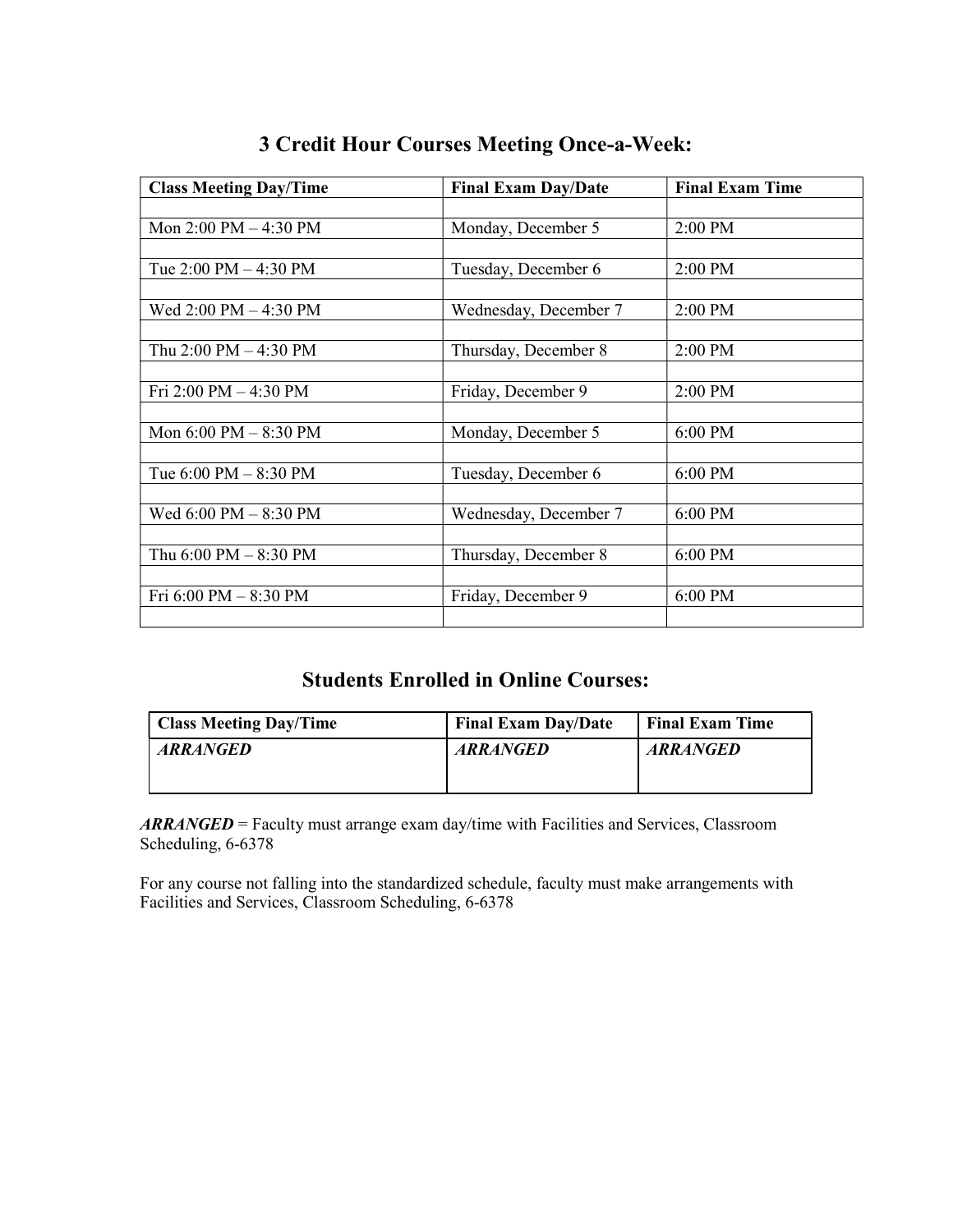## 3 Credit Hour Courses Meeting Once-a-Week:

| Class Meeting Day/Time | Final Exam Day/Date | Final Exam Time |
|---|---|---|
| Mon 2:00 PM – 4:30 PM | Monday, December 5 | 2:00 PM |
| Tue 2:00 PM – 4:30 PM | Tuesday, December 6 | 2:00 PM |
| Wed 2:00 PM – 4:30 PM | Wednesday, December 7 | 2:00 PM |
| Thu 2:00 PM – 4:30 PM | Thursday, December 8 | 2:00 PM |
| Fri 2:00 PM – 4:30 PM | Friday, December 9 | 2:00 PM |
| Mon 6:00 PM – 8:30 PM | Monday, December 5 | 6:00 PM |
| Tue 6:00 PM – 8:30 PM | Tuesday, December 6 | 6:00 PM |
| Wed 6:00 PM – 8:30 PM | Wednesday, December 7 | 6:00 PM |
| Thu 6:00 PM – 8:30 PM | Thursday, December 8 | 6:00 PM |
| Fri 6:00 PM – 8:30 PM | Friday, December 9 | 6:00 PM |

## Students Enrolled in Online Courses:

| Class Meeting Day/Time | Final Exam Day/Date | Final Exam Time |
|---|---|---|
| ***ARRANGED*** | ***ARRANGED*** | ***ARRANGED*** |

***ARRANGED*** = Faculty must arrange exam day/time with Facilities and Services, Classroom Scheduling, 6-6378

For any course not falling into the standardized schedule, faculty must make arrangements with Facilities and Services, Classroom Scheduling, 6-6378